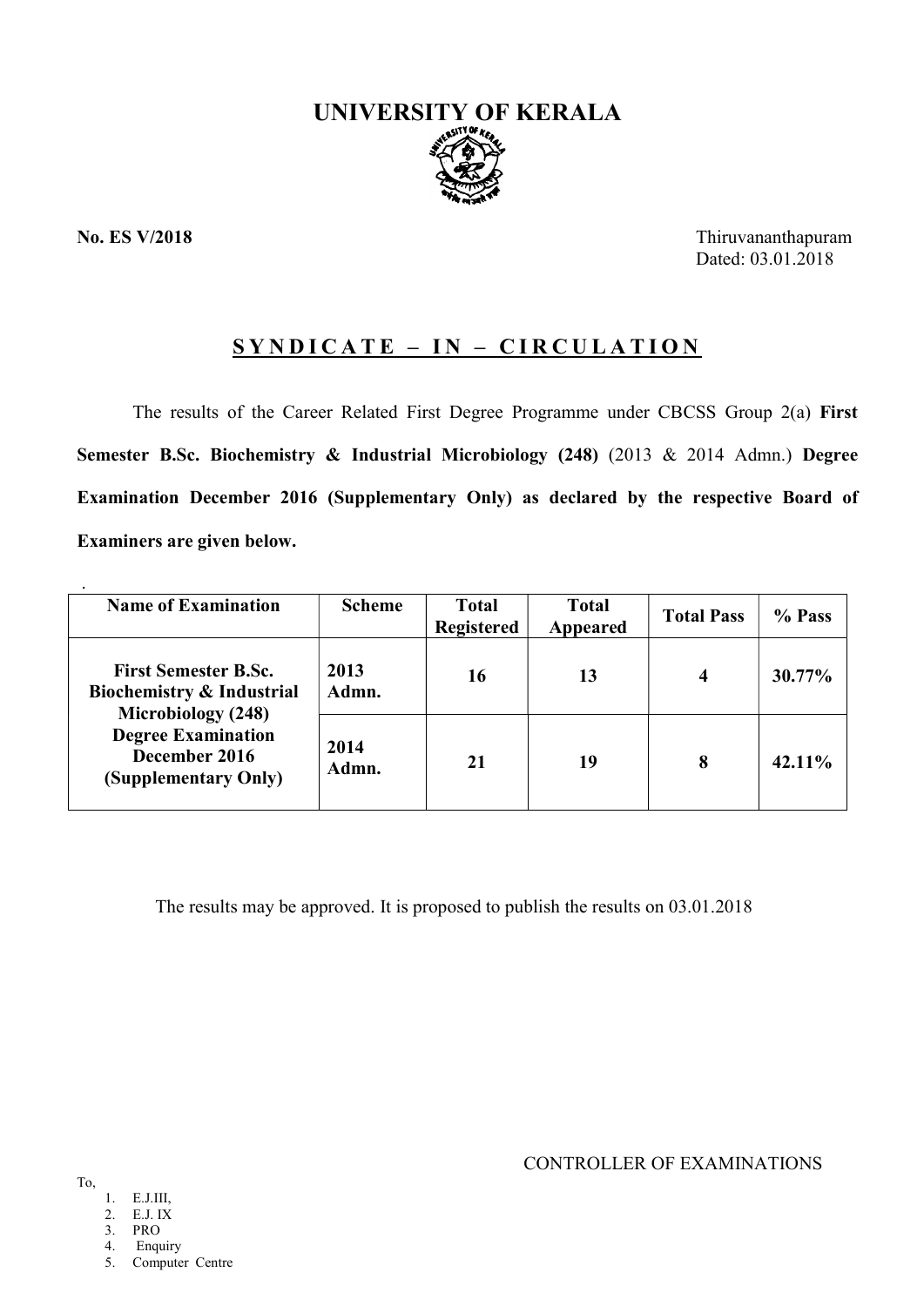# UNIVERSITY OF KERALA

**No. ES V/2018**

Thiruvananthapuram
Dated: 03.01.2018

## SYNDICATE – IN – CIRCULATION

The results of the Career Related First Degree Programme under CBCSS Group 2(a) **First Semester B.Sc. Biochemistry & Industrial Microbiology (248)** (2013 & 2014 Admn.) **Degree Examination December 2016 (Supplementary Only) as declared by the respective Board of Examiners are given below.**

| Name of Examination | Scheme | Total Registered | Total Appeared | Total Pass | % Pass |
|---|---|---|---|---|---|
| **First Semester B.Sc. Biochemistry & Industrial Microbiology (248) Degree Examination December 2016 (Supplementary Only)** | **2013 Admn.** | **16** | **13** | **4** | **30.77%** |
| | **2014 Admn.** | **21** | **19** | **8** | **42.11%** |

The results may be approved. It is proposed to publish the results on 03.01.2018

CONTROLLER OF EXAMINATIONS

To,

1. E.J.III,
2. E.J. IX
3. PRO
4. Enquiry
5. Computer Centre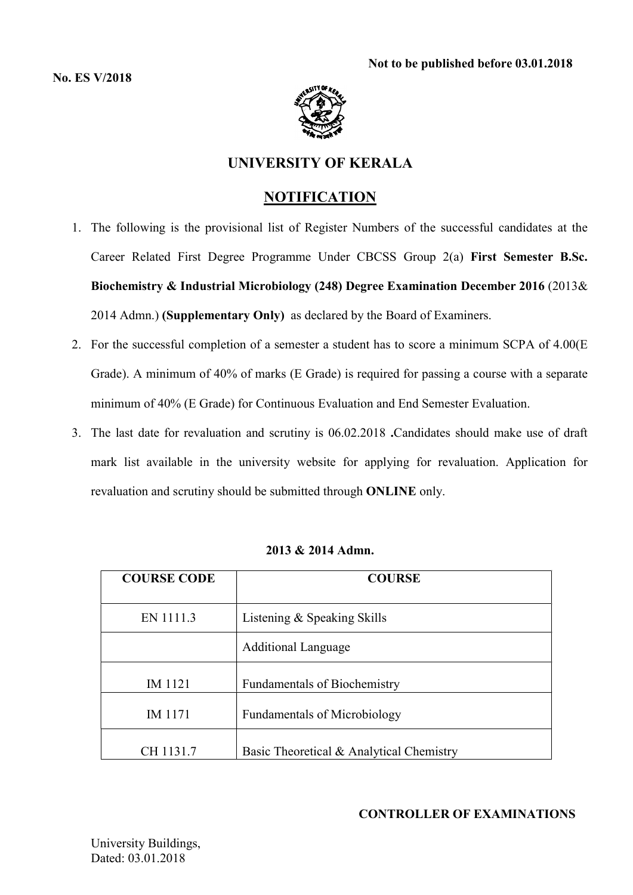**No. ES V/2018**

**Not to be published before 03.01.2018**

# UNIVERSITY OF KERALA

## NOTIFICATION

1. The following is the provisional list of Register Numbers of the successful candidates at the Career Related First Degree Programme Under CBCSS Group 2(a) **First Semester B.Sc. Biochemistry & Industrial Microbiology (248) Degree Examination December 2016** (2013& 2014 Admn.) **(Supplementary Only)** as declared by the Board of Examiners.
2. For the successful completion of a semester a student has to score a minimum SCPA of 4.00(E Grade). A minimum of 40% of marks (E Grade) is required for passing a course with a separate minimum of 40% (E Grade) for Continuous Evaluation and End Semester Evaluation.
3. The last date for revaluation and scrutiny is 06.02.2018 **.**Candidates should make use of draft mark list available in the university website for applying for revaluation. Application for revaluation and scrutiny should be submitted through **ONLINE** only.

**2013 & 2014 Admn.**

| COURSE CODE | COURSE |
|---|---|
| EN 1111.3 | Listening & Speaking Skills |
| | Additional Language |
| IM 1121 | Fundamentals of Biochemistry |
| IM 1171 | Fundamentals of Microbiology |
| CH 1131.7 | Basic Theoretical & Analytical Chemistry |

**CONTROLLER OF EXAMINATIONS**

University Buildings,
Dated: 03.01.2018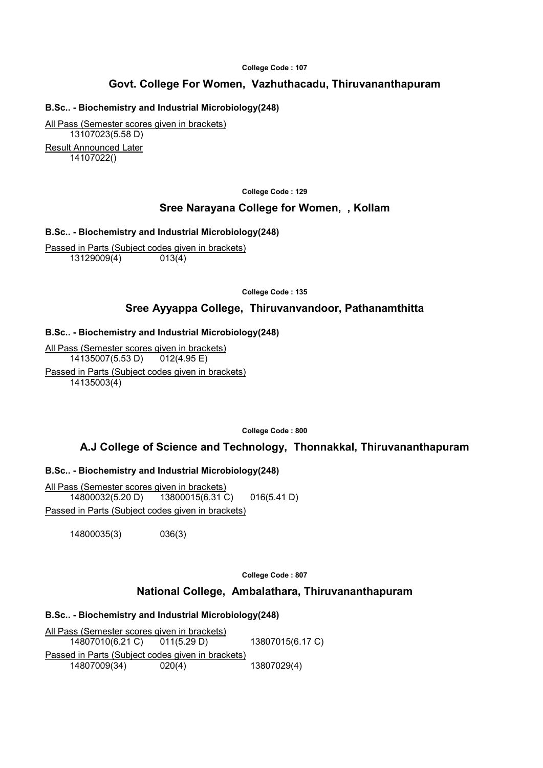College Code : 107

## Govt. College For Women,  Vazhuthacadu, Thiruvananthapuram

**B.Sc.. - Biochemistry and Industrial Microbiology(248)**

All Pass (Semester scores given in brackets)

13107023(5.58 D)

Result Announced Later

14107022()

College Code : 129

## Sree Narayana College for Women,  , Kollam

**B.Sc.. - Biochemistry and Industrial Microbiology(248)**

Passed in Parts (Subject codes given in brackets)

13129009(4)     013(4)

College Code : 135

## Sree Ayyappa College,  Thiruvanvandoor, Pathanamthitta

**B.Sc.. - Biochemistry and Industrial Microbiology(248)**

All Pass (Semester scores given in brackets)

14135007(5.53 D)     012(4.95 E)

Passed in Parts (Subject codes given in brackets)

14135003(4)

College Code : 800

## A.J College of Science and Technology,  Thonnakkal, Thiruvananthapuram

**B.Sc.. - Biochemistry and Industrial Microbiology(248)**

All Pass (Semester scores given in brackets)

14800032(5.20 D)     13800015(6.31 C)     016(5.41 D)

Passed in Parts (Subject codes given in brackets)

14800035(3)     036(3)

College Code : 807

## National College,  Ambalathara, Thiruvananthapuram

**B.Sc.. - Biochemistry and Industrial Microbiology(248)**

All Pass (Semester scores given in brackets)

14807010(6.21 C)     011(5.29 D)     13807015(6.17 C)

Passed in Parts (Subject codes given in brackets)

14807009(34)     020(4)     13807029(4)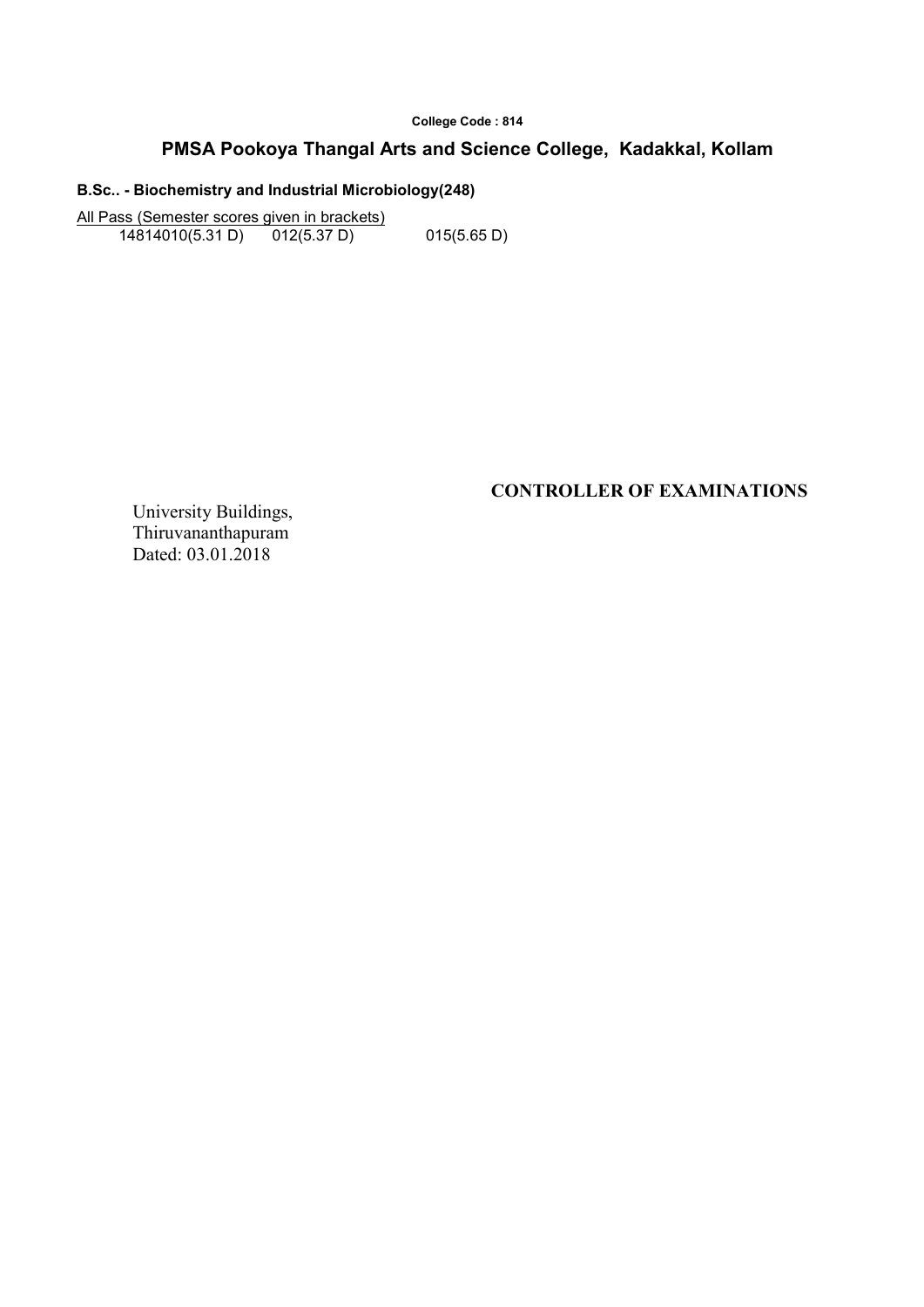College Code : 814

## PMSA Pookoya Thangal Arts and Science College, Kadakkal, Kollam

**B.Sc.. - Biochemistry and Industrial Microbiology(248)**

All Pass (Semester scores given in brackets)

14814010(5.31 D) 012(5.37 D) 015(5.65 D)

**CONTROLLER OF EXAMINATIONS**

University Buildings,
Thiruvananthapuram
Dated: 03.01.2018